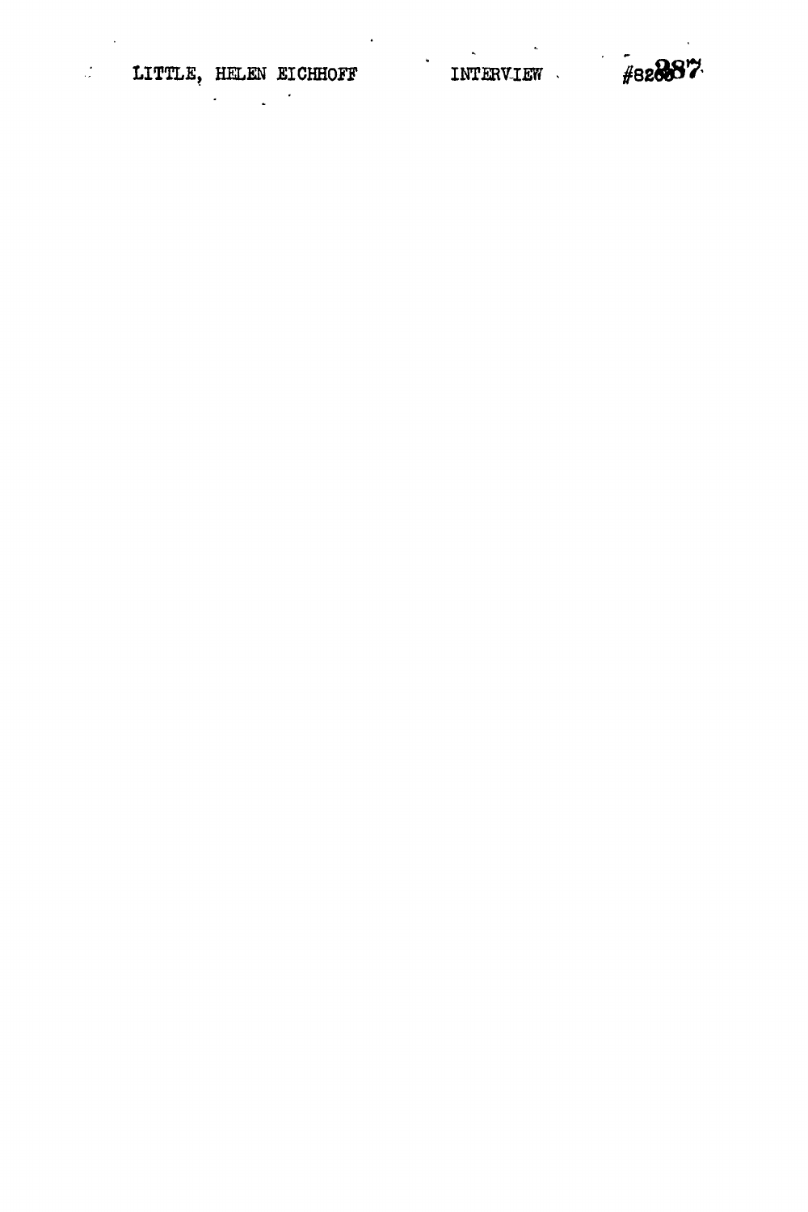LITTLE, HELEN EICHHOFF INTERVIEW #8288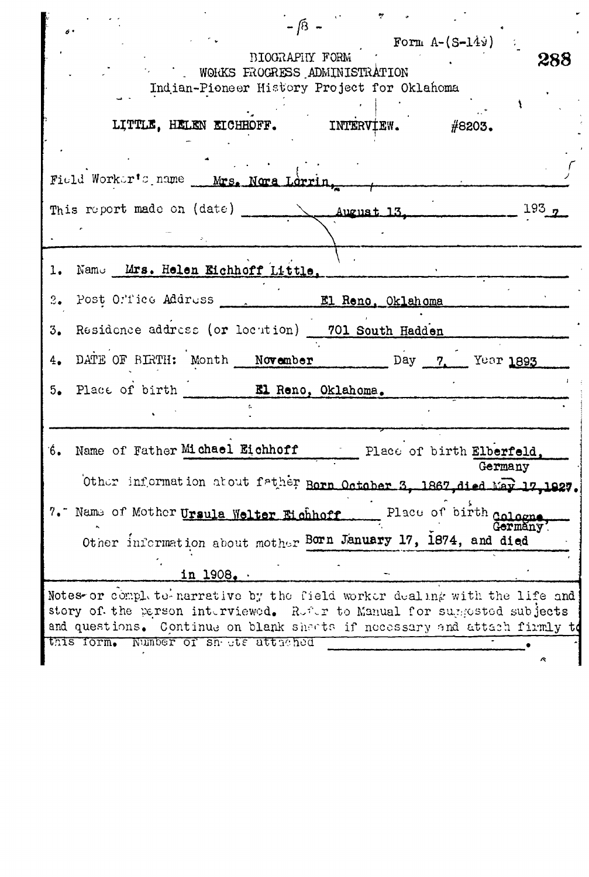- 13 -

Form A-(S-149)

BIOGRAPHY FORM
WORKS PROGRESS ADMINISTRATION
Indian-Pioneer History Project for Oklahoma

LITTLE, HELEN EICHHOFF. INTERVIEW. #8203.

Field Worker's name Mrs. Nora Lorrin,

This report made on (date) August 13, 1937

1. Name Mrs. Helen Eichhoff Little.
2. Post Office Address El Reno, Oklahoma
3. Residence address (or location) 701 South Hadden
4. DATE OF BIRTH: Month November Day 7, Year 1893
5. Place of birth El Reno, Oklahoma.

6. Name of Father Michael Eichhoff Place of birth Elberfeld, Germany

   Other information about father Born October 3, 1867, died May 17, 1927.

7. Name of Mother Ursula Welter Eichhoff Place of birth Cologne, Germany

   Other information about mother Born January 17, 1874, and died in 1908.

Notes or complete narrative by the field worker dealing with the life and story of the person interviewed. Refer to Manual for suggested subjects and questions. Continue on blank sheets if necessary and attach firmly to this form. Number of sheets attached \_\_\_\_\_\_\_\_.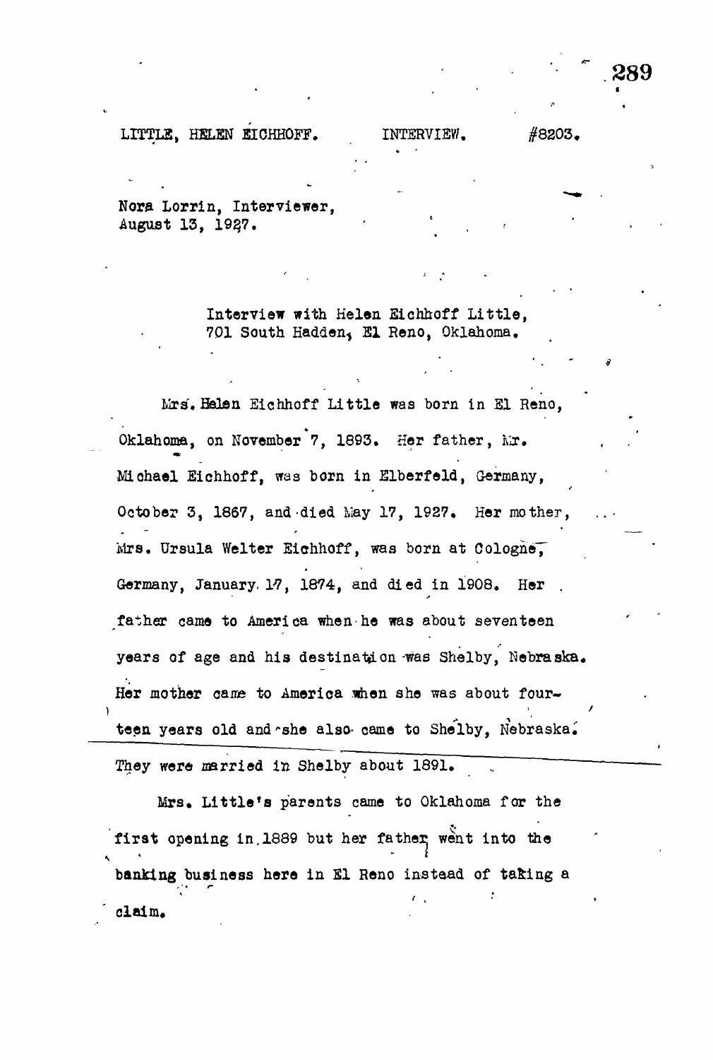LITTLE, HELEN EICHHOFF. INTERVIEW. #8203.

Nora Lorrin, Interviewer,
August 13, 1937.

Interview with Helen Eichhoff Little,
701 South Hadden, El Reno, Oklahoma.

Mrs. Helen Eichhoff Little was born in El Reno, Oklahoma, on November 7, 1893. Her father, Mr. Michael Eichhoff, was born in Elberfeld, Germany, October 3, 1867, and died May 17, 1927. Her mother, Mrs. Ursula Welter Eichhoff, was born at Cologne, Germany, January 17, 1874, and died in 1908. Her father came to America when he was about seventeen years of age and his destination was Shelby, Nebraska. Her mother came to America when she was about fourteen years old and she also came to Shelby, Nebraska. They were married in Shelby about 1891.

Mrs. Little's parents came to Oklahoma for the first opening in 1889 but her father went into the banking business here in El Reno instead of taking a claim.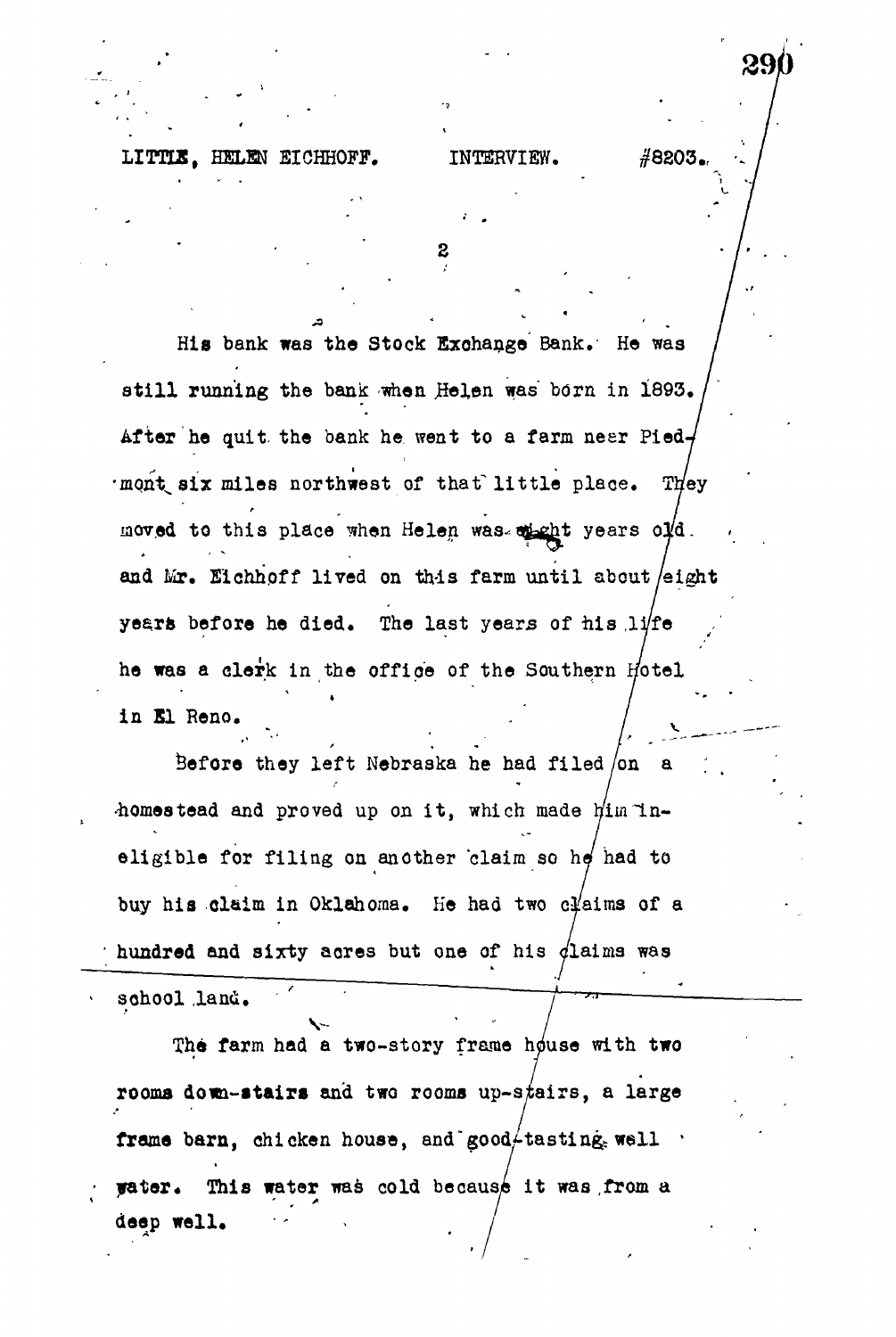His bank was the Stock Exchange Bank. He was still running the bank when Helen was born in 1893. After he quit the bank he went to a farm near Piedmont six miles northwest of that little place. They moved to this place when Helen was eight years old. and Mr. Eichhoff lived on this farm until about eight years before he died. The last years of his life he was a clerk in the office of the Southern Hotel in El Reno.

Before they left Nebraska he had filed on a homestead and proved up on it, which made him ineligible for filing on another claim so he had to buy his claim in Oklahoma. He had two claims of a hundred and sixty acres but one of his claims was school land.

The farm had a two-story frame house with two rooms down-stairs and two rooms up-stairs, a large frame barn, chicken house, and good-tasting well water. This water was cold because it was from a deep well.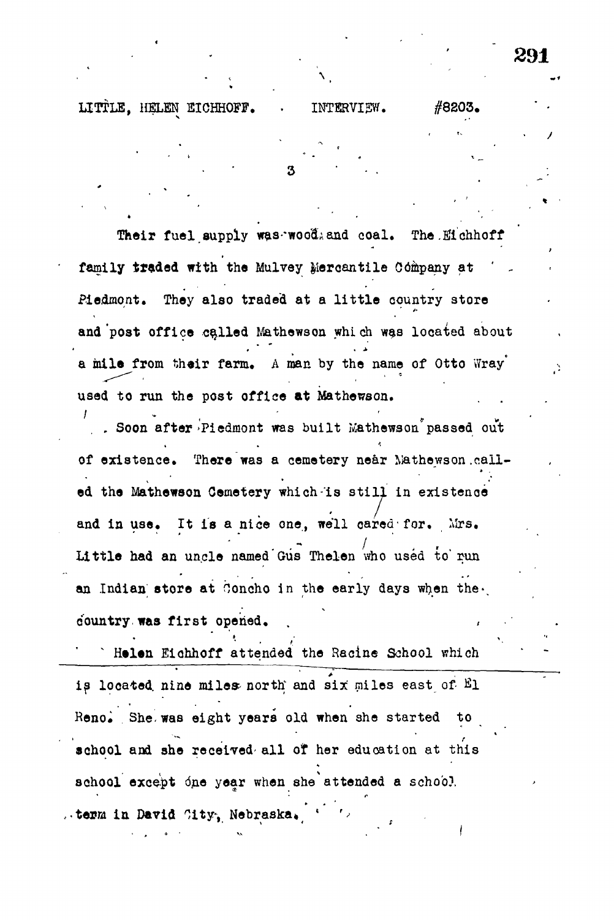LITTLE, HELEN EICHHOFF. INTERVIEW. #8203.

Their fuel supply was wood and coal. The Eichhoff family traded with the Mulvey Mercantile Company at Piedmont. They also traded at a little country store and post office called Mathewson which was located about a mile from their farm. A man by the name of Otto Wray used to run the post office at Mathewson.

Soon after Piedmont was built Mathewson passed out of existence. There was a cemetery near Mathewson called the Mathewson Cemetery which is still in existence and in use. It is a nice one, well cared for. Mrs. Little had an uncle named Gus Thelen who used to run an Indian store at Concho in the early days when the country was first opened.

Helen Eichhoff attended the Racine School which is located nine miles north and six miles east of El Reno. She was eight years old when she started to school and she received all of her education at this school except one year when she attended a school term in David City, Nebraska.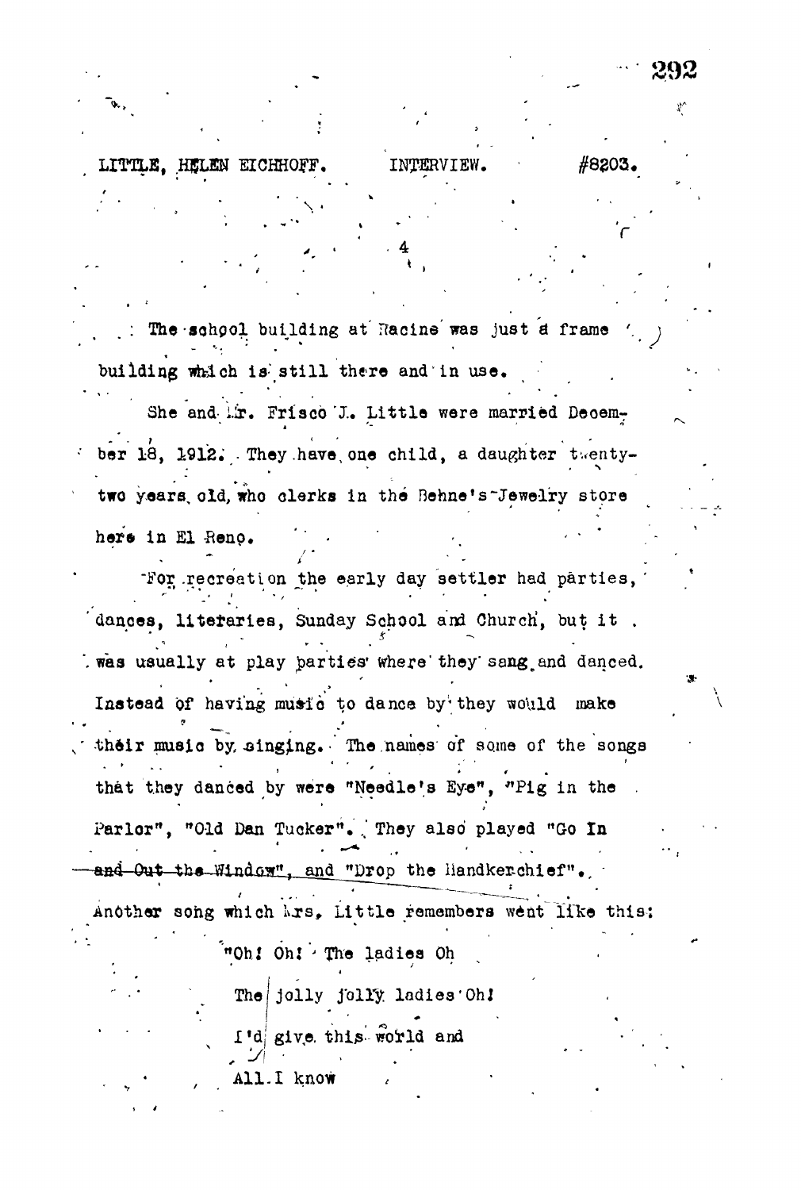The school building at Racine was just a frame building which is still there and in use.

She and Mr. Frisco J. Little were married December 18, 1912. They have one child, a daughter twenty-two years old, who clerks in the Behne's Jewelry store here in El Reno.

For recreation the early day settler had parties, dances, literaries, Sunday School and Church, but it was usually at play parties where they sang and danced. Instead of having music to dance by they would make their music by singing. The names of some of the songs that they danced by were "Needle's Eye", "Pig in the Parlor", "Old Dan Tucker". They also played "Go In and Out the Window", and "Drop the Handkerchief". Another song which Mrs. Little remembers went like this:

"Oh! Oh! The ladies Oh
The jolly jolly ladies Oh!
I'd give this world and
All I know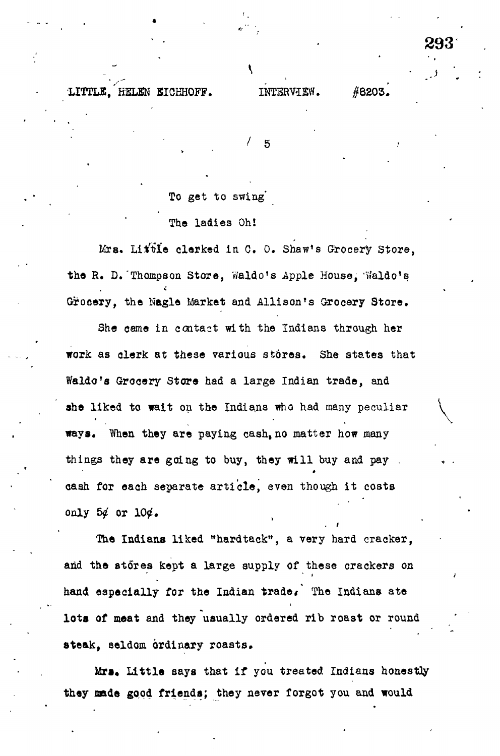To get to swing

The ladies Oh!

Mrs. Little clerked in C. O. Shaw's Grocery Store, the R. D. Thompson Store, Waldo's Apple House, Waldo's Grocery, the Nagle Market and Allison's Grocery Store.

She came in contact with the Indians through her work as clerk at these various stores. She states that Waldo's Grocery Store had a large Indian trade, and she liked to wait on the Indians who had many peculiar ways. When they are paying cash, no matter how many things they are going to buy, they will buy and pay cash for each separate article, even though it costs only 5¢ or 10¢.

The Indians liked "hardtack", a very hard cracker, and the stores kept a large supply of these crackers on hand especially for the Indian trade. The Indians ate lots of meat and they usually ordered rib roast or round steak, seldom ordinary roasts.

Mrs. Little says that if you treated Indians honestly they made good friends; they never forgot you and would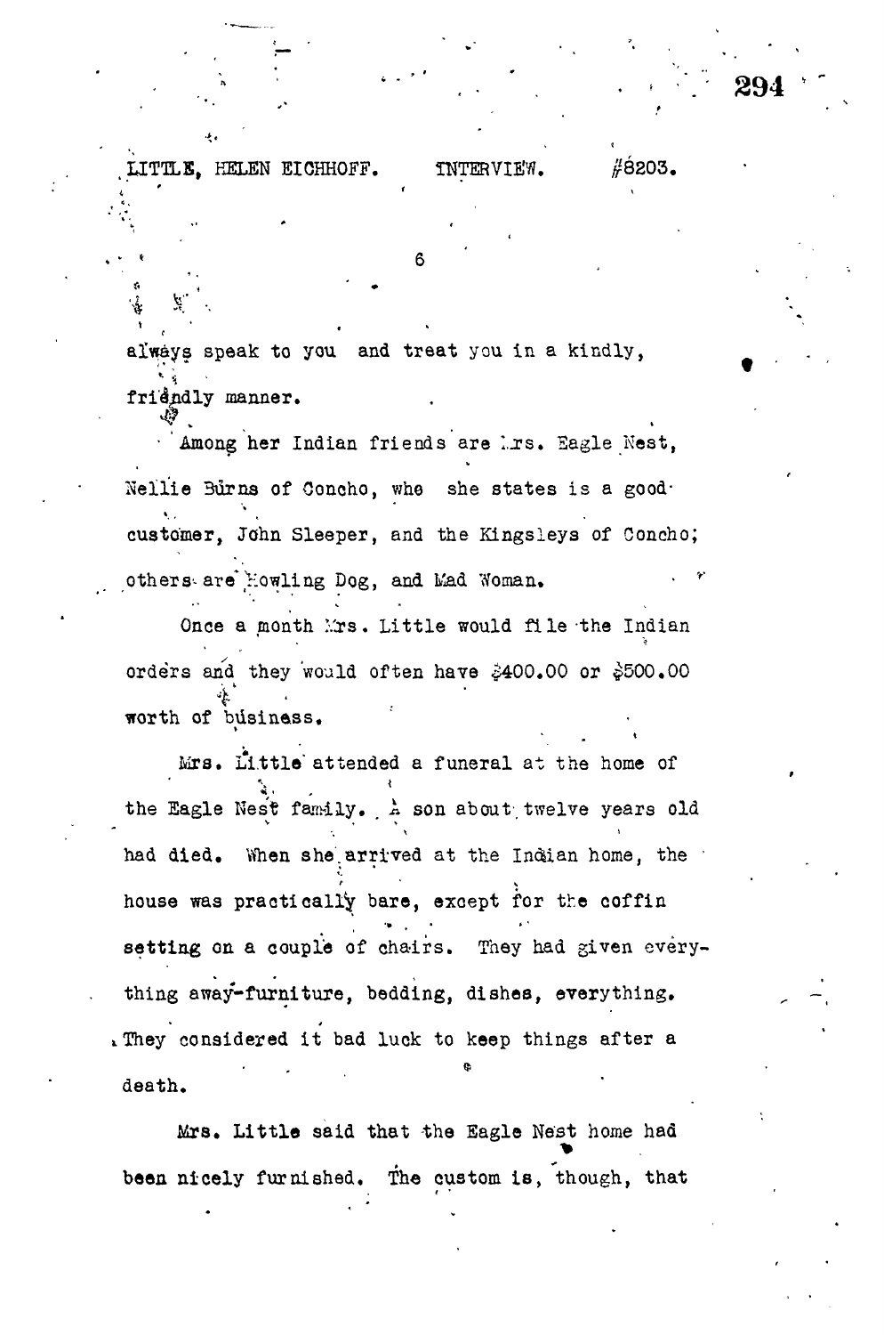always speak to you and treat you in a kindly, friendly manner.

Among her Indian friends are Mrs. Eagle Nest, Nellie Burns of Concho, who she states is a good customer, John Sleeper, and the Kingsleys of Concho; others are Howling Dog, and Mad Woman.

Once a month Mrs. Little would file the Indian orders and they would often have $400.00 or $500.00 worth of business.

Mrs. Little attended a funeral at the home of the Eagle Nest family. A son about twelve years old had died. When she arrived at the Indian home, the house was practically bare, except for the coffin setting on a couple of chairs. They had given everything away-furniture, bedding, dishes, everything. They considered it bad luck to keep things after a death.

Mrs. Little said that the Eagle Nest home had been nicely furnished. The custom is, though, that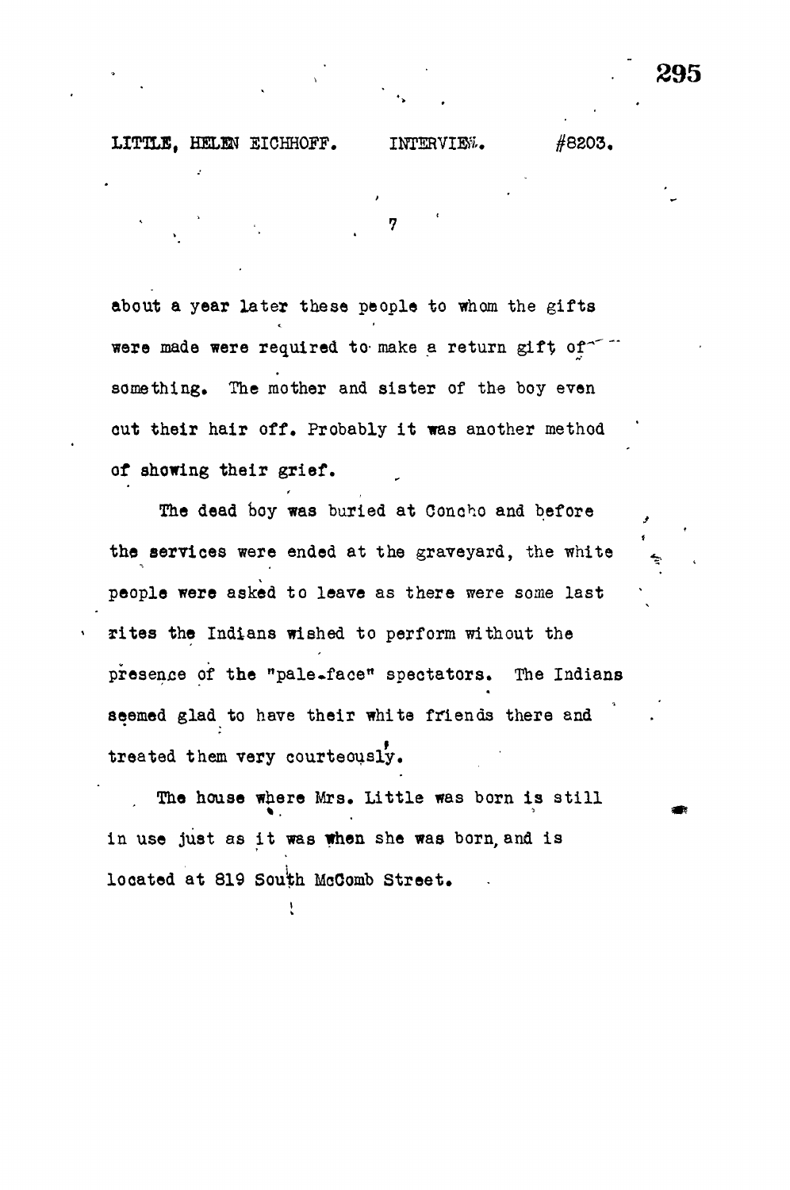about a year later these people to whom the gifts were made were required to make a return gift of something. The mother and sister of the boy even cut their hair off. Probably it was another method of showing their grief.

The dead boy was buried at Concho and before the services were ended at the graveyard, the white people were asked to leave as there were some last rites the Indians wished to perform without the presence of the "pale-face" spectators. The Indians seemed glad to have their white friends there and treated them very courteously.

The house where Mrs. Little was born is still in use just as it was when she was born, and is located at 819 South McComb Street.